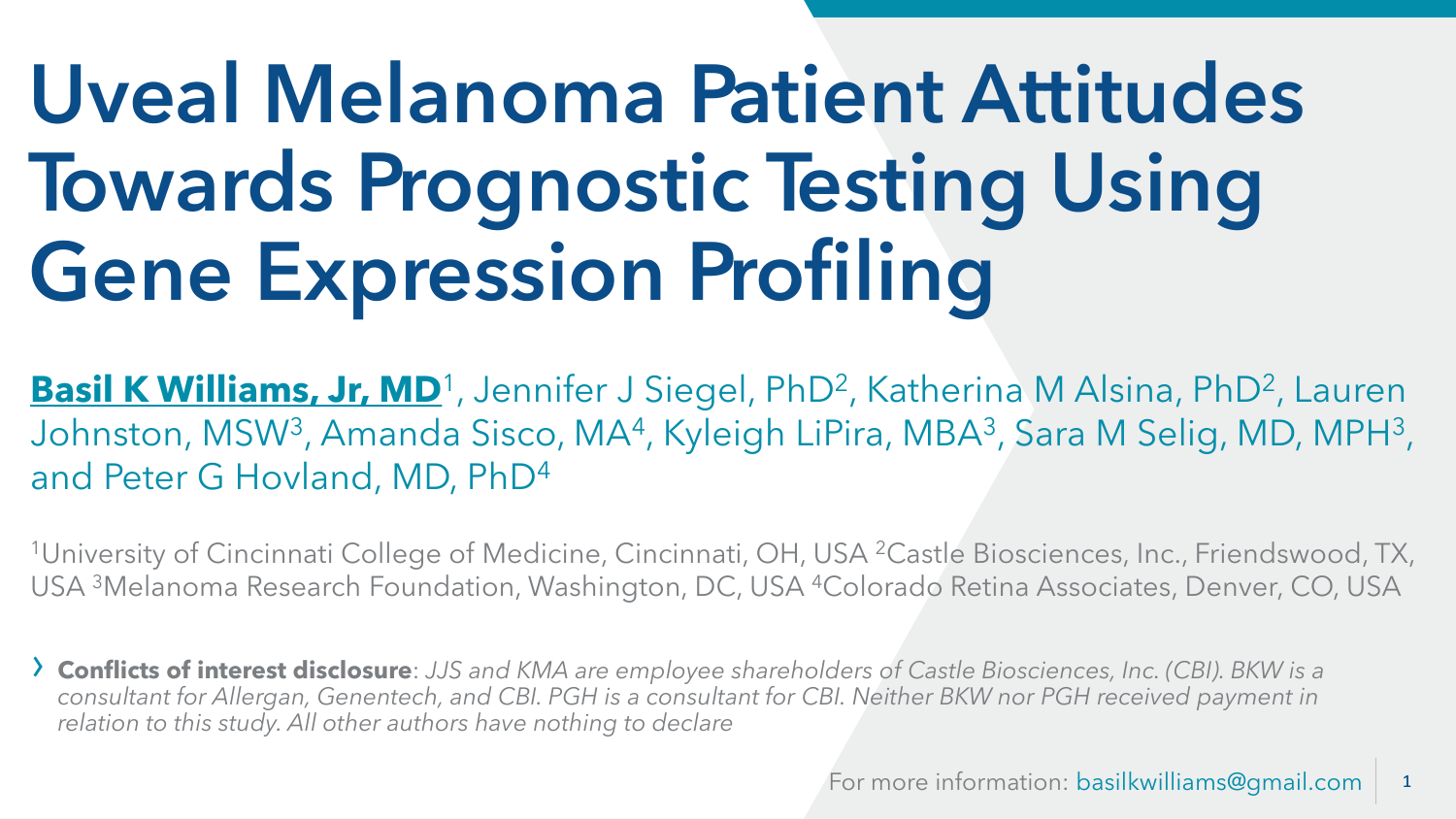# Uveal Melanoma Patient Attitudes Towards Prognostic Testing Using Gene Expression Profiling

**Basil K Williams, Jr, MD**[1], Jennifer J Siegel, PhD[2], Katherina M Alsina, PhD[2], Lauren Johnston, MSW[3], Amanda Sisco, MA[4], Kyleigh LiPira, MBA[3], Sara M Selig, MD, MPH[3], and Peter G Hovland, MD, PhD[4]

[1]University of Cincinnati College of Medicine, Cincinnati, OH, USA [2]Castle Biosciences, Inc., Friendswood, TX, USA [3]Melanoma Research Foundation, Washington, DC, USA [4]Colorado Retina Associates, Denver, CO, USA

- **Conflicts of interest disclosure**: *JJS and KMA are employee shareholders of Castle Biosciences, Inc. (CBI). BKW is a consultant for Allergan, Genentech, and CBI. PGH is a consultant for CBI. Neither BKW nor PGH received payment in relation to this study. All other authors have nothing to declare*

For more information: basilkwilliams@gmail.com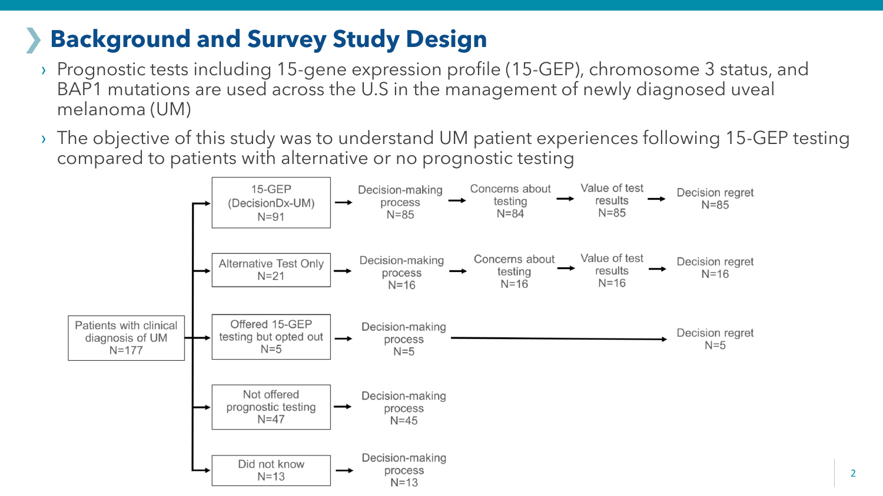## Background and Survey Study Design

- Prognostic tests including 15-gene expression profile (15-GEP), chromosome 3 status, and BAP1 mutations are used across the U.S in the management of newly diagnosed uveal melanoma (UM)
- The objective of this study was to understand UM patient experiences following 15-GEP testing compared to patients with alternative or no prognostic testing

Patients with clinical diagnosis of UM N=177

- 15-GEP (DecisionDx-UM) N=91 → Decision-making process N=85 → Concerns about testing N=84 → Value of test results N=85 → Decision regret N=85
- Alternative Test Only N=21 → Decision-making process N=16 → Concerns about testing N=16 → Value of test results N=16 → Decision regret N=16
- Offered 15-GEP testing but opted out N=5 → Decision-making process N=5 → Decision regret N=5
- Not offered prognostic testing N=47 → Decision-making process N=45
- Did not know N=13 → Decision-making process N=13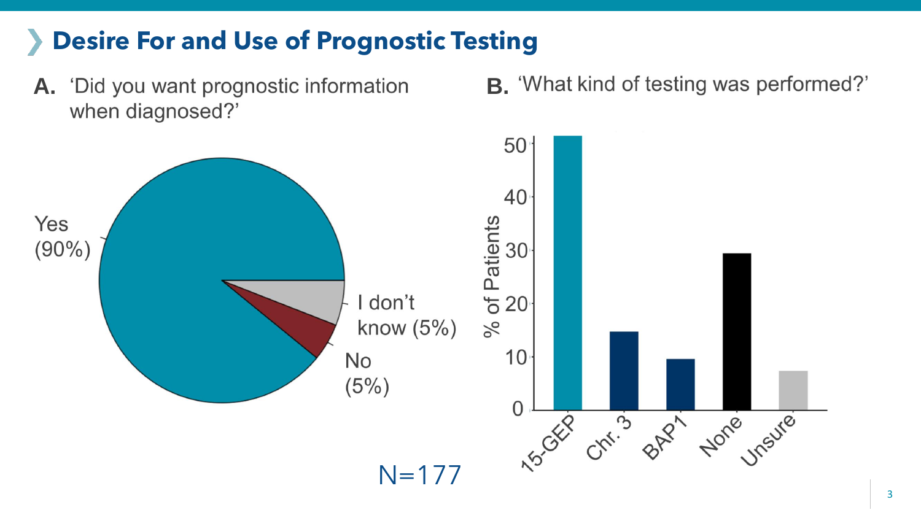## Desire For and Use of Prognostic Testing

**A.** 'Did you want prognostic information when diagnosed?'

Yes (90%)

I don't know (5%)

No (5%)

**B.** 'What kind of testing was performed?'

% of Patients

50
40
30
20
10
0

15-GEP, Chr. 3, BAP1, None, Unsure

N=177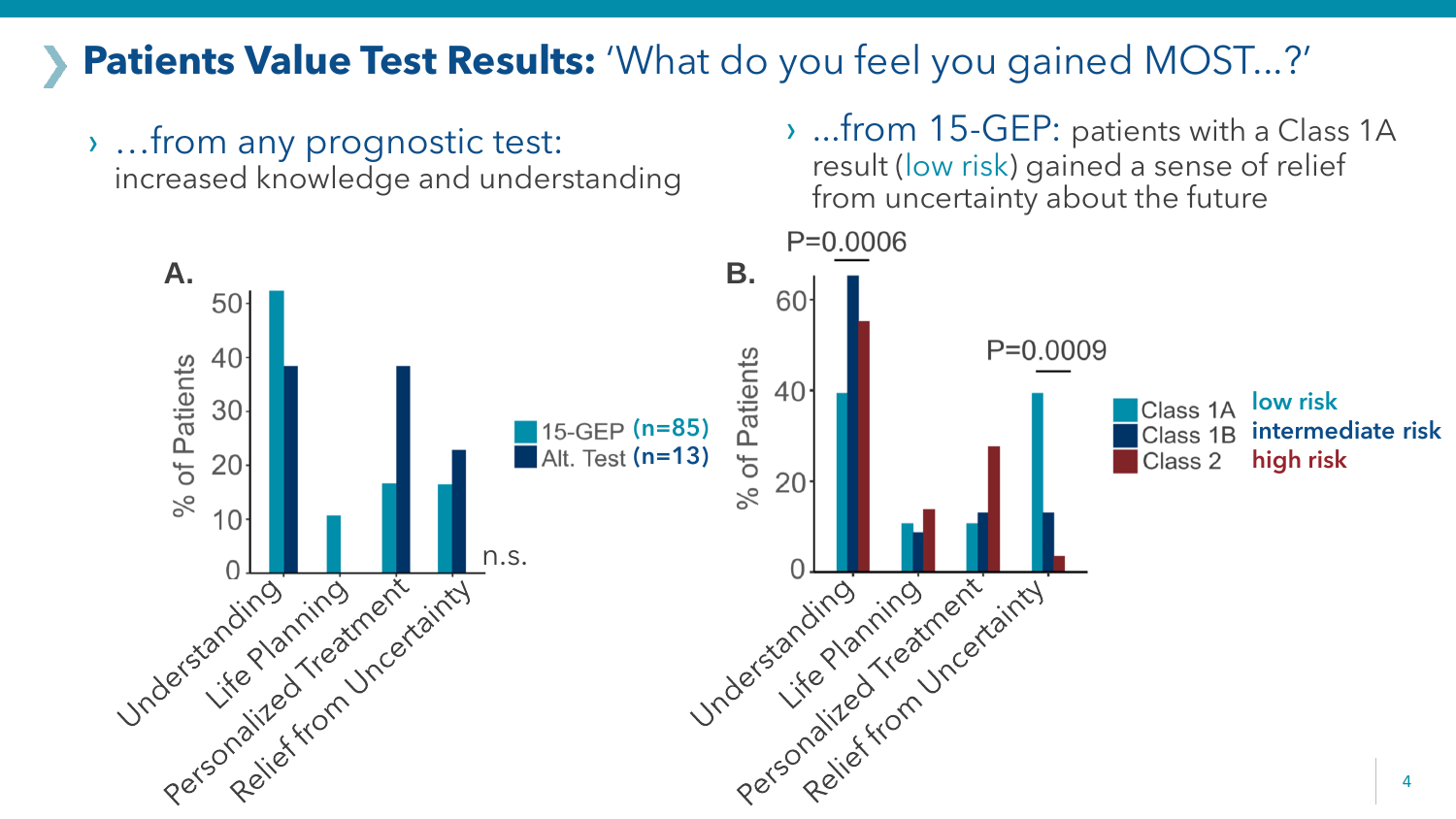## Patients Value Test Results: 'What do you feel you gained MOST…?'

› …from any prognostic test: increased knowledge and understanding

**A.**

| | 15-GEP (n=85) | Alt. Test (n=13) |
|---|---|---|
| Understanding | ~52 | ~38 |
| Life Planning | ~11 | 0 |
| Personalized Treatment | ~17 | ~38 |
| Relief from Uncertainty | ~16 | ~23 |

n.s.

% of Patients

› …from 15-GEP: patients with a Class 1A result (low risk) gained a sense of relief from uncertainty about the future

**B.**

| | Class 1A (low risk) | Class 1B (intermediate risk) | Class 2 (high risk) |
|---|---|---|---|
| Understanding | ~39 | ~65 | ~55 |
| Life Planning | ~11 | ~9 | ~14 |
| Personalized Treatment | ~11 | ~13 | ~28 |
| Relief from Uncertainty | ~39 | ~13 | ~3 |

P=0.0006 (Understanding)

P=0.0009 (Relief from Uncertainty)

% of Patients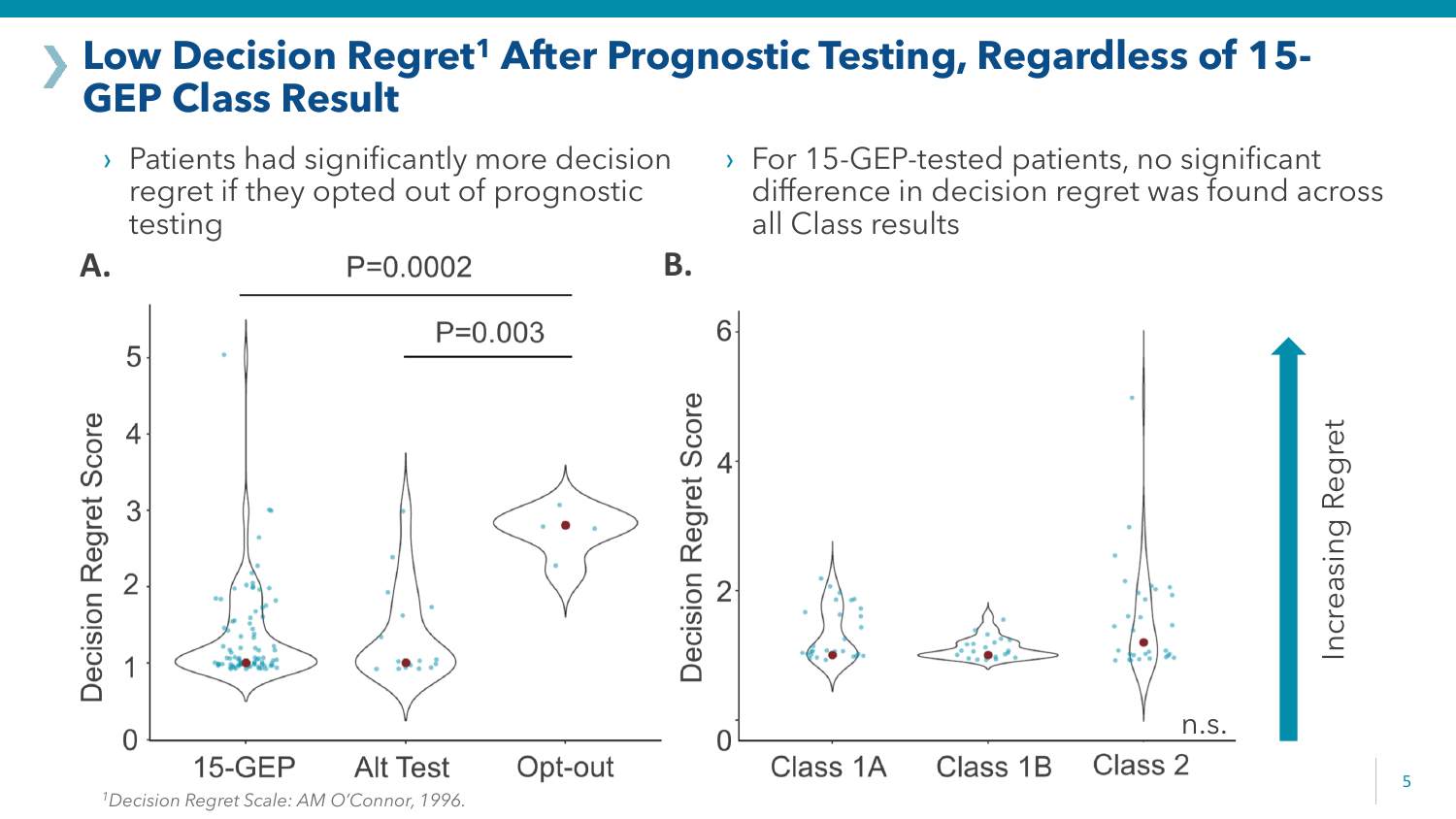# Low Decision Regret[1] After Prognostic Testing, Regardless of 15-GEP Class Result

- Patients had significantly more decision regret if they opted out of prognostic testing
- For 15-GEP-tested patients, no significant difference in decision regret was found across all Class results

**A.**

P=0.0002

P=0.003

Decision Regret Score

0 1 2 3 4 5

15-GEP Alt Test Opt-out

**B.**

Decision Regret Score

0 2 4 6

Class 1A Class 1B Class 2

n.s.

Increasing Regret

*[1]Decision Regret Scale: AM O'Connor, 1996.*